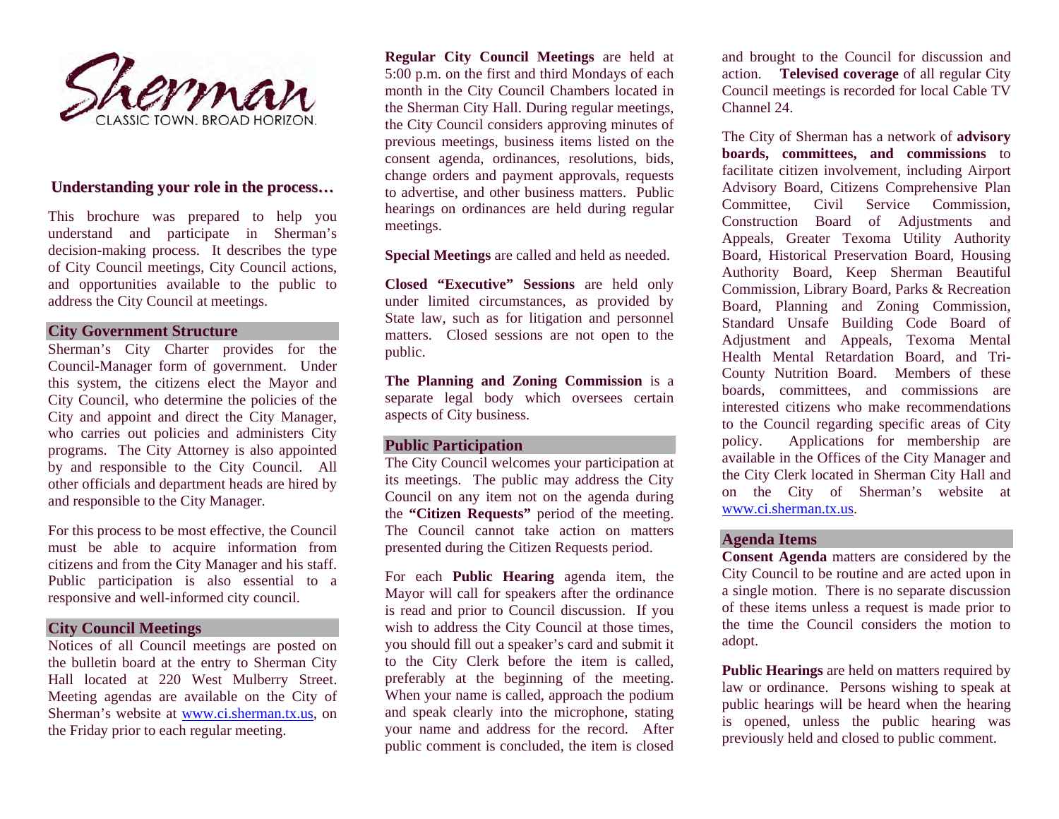Sherman

CLASSIC TOWN. BROAD HORIZON.

## Understanding your role in the process…

This brochure was prepared to help you understand and participate in Sherman's decision-making process. It describes the type of City Council meetings, City Council actions, and opportunities available to the public to address the City Council at meetings.

## City Government Structure

Sherman's City Charter provides for the Council-Manager form of government. Under this system, the citizens elect the Mayor and City Council, who determine the policies of the City and appoint and direct the City Manager, who carries out policies and administers City programs. The City Attorney is also appointed by and responsible to the City Council. All other officials and department heads are hired by and responsible to the City Manager.

For this process to be most effective, the Council must be able to acquire information from citizens and from the City Manager and his staff. Public participation is also essential to a responsive and well-informed city council.

## City Council Meetings

Notices of all Council meetings are posted on the bulletin board at the entry to Sherman City Hall located at 220 West Mulberry Street. Meeting agendas are available on the City of Sherman's website at www.ci.sherman.tx.us, on the Friday prior to each regular meeting.

**Regular City Council Meetings** are held at 5:00 p.m. on the first and third Mondays of each month in the City Council Chambers located in the Sherman City Hall. During regular meetings, the City Council considers approving minutes of previous meetings, business items listed on the consent agenda, ordinances, resolutions, bids, change orders and payment approvals, requests to advertise, and other business matters. Public hearings on ordinances are held during regular meetings.

**Special Meetings** are called and held as needed.

**Closed "Executive" Sessions** are held only under limited circumstances, as provided by State law, such as for litigation and personnel matters. Closed sessions are not open to the public.

**The Planning and Zoning Commission** is a separate legal body which oversees certain aspects of City business.

## Public Participation

The City Council welcomes your participation at its meetings. The public may address the City Council on any item not on the agenda during the **"Citizen Requests"** period of the meeting. The Council cannot take action on matters presented during the Citizen Requests period.

For each **Public Hearing** agenda item, the Mayor will call for speakers after the ordinance is read and prior to Council discussion. If you wish to address the City Council at those times, you should fill out a speaker's card and submit it to the City Clerk before the item is called, preferably at the beginning of the meeting. When your name is called, approach the podium and speak clearly into the microphone, stating your name and address for the record. After public comment is concluded, the item is closed and brought to the Council for discussion and action. **Televised coverage** of all regular City Council meetings is recorded for local Cable TV Channel 24.

The City of Sherman has a network of **advisory boards, committees, and commissions** to facilitate citizen involvement, including Airport Advisory Board, Citizens Comprehensive Plan Committee, Civil Service Commission, Construction Board of Adjustments and Appeals, Greater Texoma Utility Authority Board, Historical Preservation Board, Housing Authority Board, Keep Sherman Beautiful Commission, Library Board, Parks & Recreation Board, Planning and Zoning Commission, Standard Unsafe Building Code Board of Adjustment and Appeals, Texoma Mental Health Mental Retardation Board, and Tri-County Nutrition Board. Members of these boards, committees, and commissions are interested citizens who make recommendations to the Council regarding specific areas of City policy. Applications for membership are available in the Offices of the City Manager and the City Clerk located in Sherman City Hall and on the City of Sherman's website at www.ci.sherman.tx.us.

## Agenda Items

**Consent Agenda** matters are considered by the City Council to be routine and are acted upon in a single motion. There is no separate discussion of these items unless a request is made prior to the time the Council considers the motion to adopt.

**Public Hearings** are held on matters required by law or ordinance. Persons wishing to speak at public hearings will be heard when the hearing is opened, unless the public hearing was previously held and closed to public comment.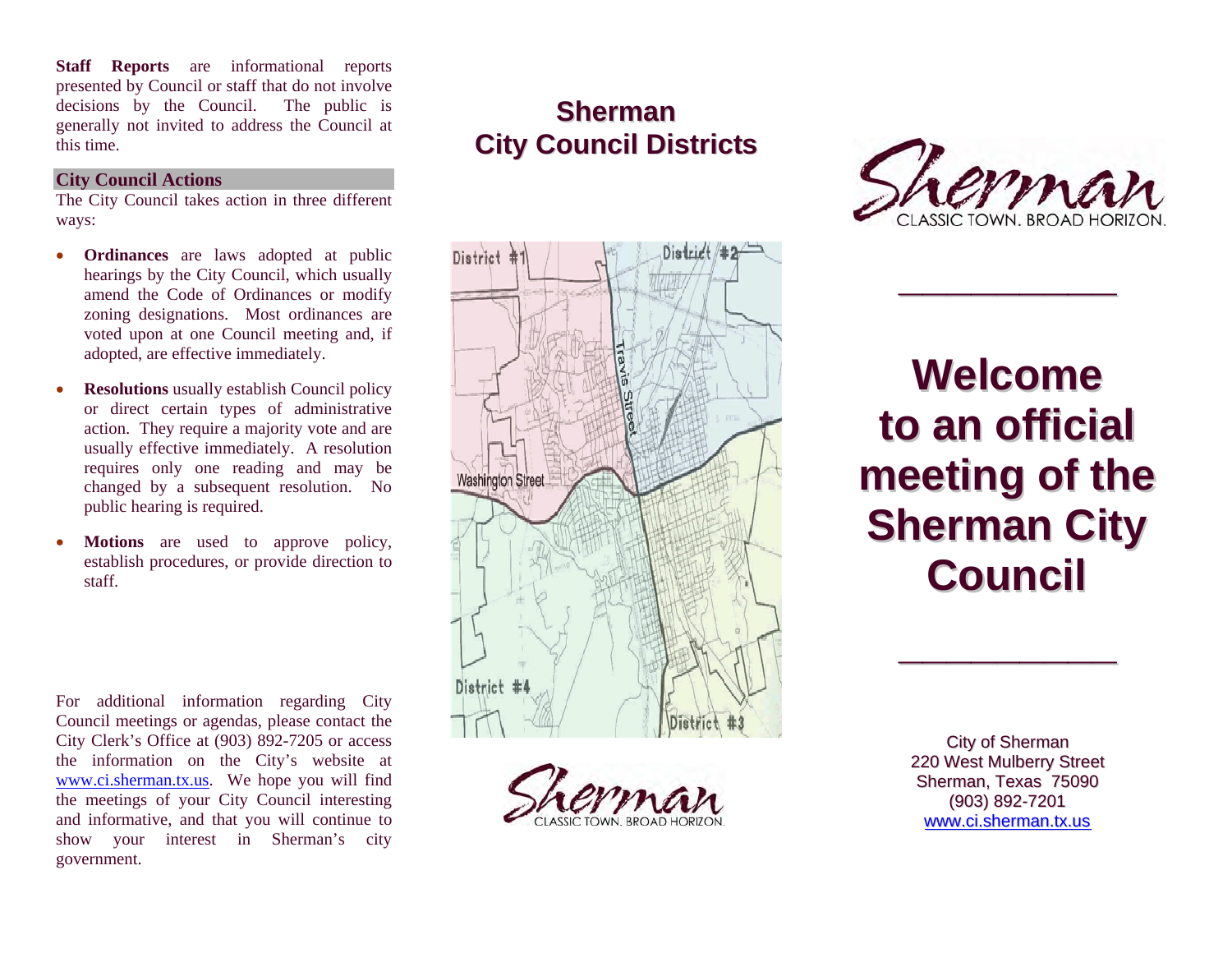**Staff Reports** are informational reports presented by Council or staff that do not involve decisions by the Council. The public is generally not invited to address the Council at this time.

### City Council Actions

The City Council takes action in three different ways:

- **Ordinances** are laws adopted at public hearings by the City Council, which usually amend the Code of Ordinances or modify zoning designations. Most ordinances are voted upon at one Council meeting and, if adopted, are effective immediately.
- **Resolutions** usually establish Council policy or direct certain types of administrative action. They require a majority vote and are usually effective immediately. A resolution requires only one reading and may be changed by a subsequent resolution. No public hearing is required.
- **Motions** are used to approve policy, establish procedures, or provide direction to staff.

For additional information regarding City Council meetings or agendas, please contact the City Clerk's Office at (903) 892-7205 or access the information on the City's website at www.ci.sherman.tx.us. We hope you will find the meetings of your City Council interesting and informative, and that you will continue to show your interest in Sherman's city government.

## Sherman City Council Districts

District #1

District #2

Travis Street

Washington Street

District #4

District #3

Sherman
CLASSIC TOWN. BROAD HORIZON.

Sherman
CLASSIC TOWN. BROAD HORIZON.

# Welcome to an official meeting of the Sherman City Council

City of Sherman
220 West Mulberry Street
Sherman, Texas 75090
(903) 892-7201
www.ci.sherman.tx.us